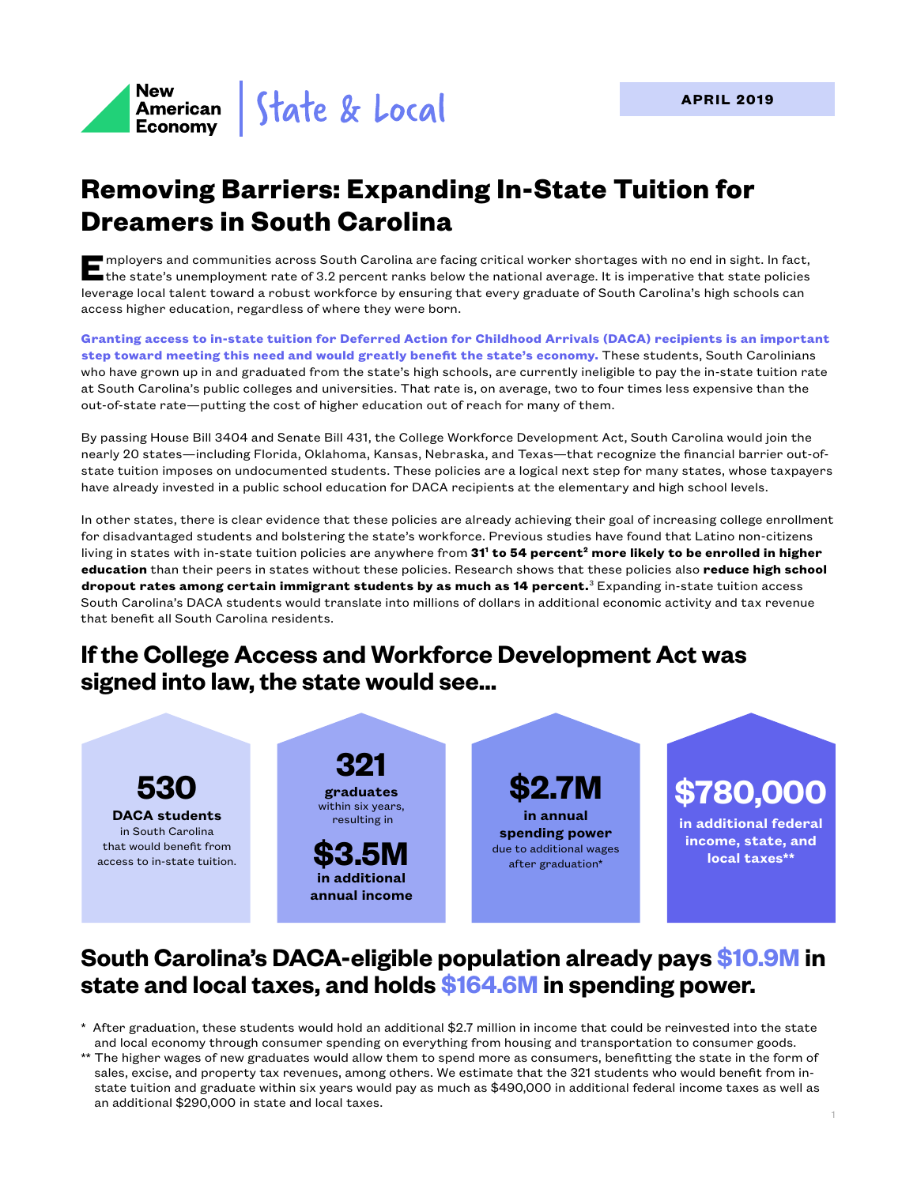New American Economy | State & Local

**APRIL 2019**

# Removing Barriers: Expanding In-State Tuition for Dreamers in South Carolina

Employers and communities across South Carolina are facing critical worker shortages with no end in sight. In fact, the state's unemployment rate of 3.2 percent ranks below the national average. It is imperative that state policies leverage local talent toward a robust workforce by ensuring that every graduate of South Carolina's high schools can access higher education, regardless of where they were born.

**Granting access to in-state tuition for Deferred Action for Childhood Arrivals (DACA) recipients is an important step toward meeting this need and would greatly benefit the state's economy.** These students, South Carolinians who have grown up in and graduated from the state's high schools, are currently ineligible to pay the in-state tuition rate at South Carolina's public colleges and universities. That rate is, on average, two to four times less expensive than the out-of-state rate—putting the cost of higher education out of reach for many of them.

By passing House Bill 3404 and Senate Bill 431, the College Workforce Development Act, South Carolina would join the nearly 20 states—including Florida, Oklahoma, Kansas, Nebraska, and Texas—that recognize the financial barrier out-of-state tuition imposes on undocumented students. These policies are a logical next step for many states, whose taxpayers have already invested in a public school education for DACA recipients at the elementary and high school levels.

In other states, there is clear evidence that these policies are already achieving their goal of increasing college enrollment for disadvantaged students and bolstering the state's workforce. Previous studies have found that Latino non-citizens living in states with in-state tuition policies are anywhere from **31[1] to 54 percent[2] more likely to be enrolled in higher education** than their peers in states without these policies. Research shows that these policies also **reduce high school dropout rates among certain immigrant students by as much as 14 percent.**[3] Expanding in-state tuition access South Carolina's DACA students would translate into millions of dollars in additional economic activity and tax revenue that benefit all South Carolina residents.

## If the College Access and Workforce Development Act was signed into law, the state would see...

**530**
**DACA students** in South Carolina that would benefit from access to in-state tuition.

**321**
**graduates** within six years, resulting in
**$3.5M**
**in additional annual income**

**$2.7M**
**in annual spending power** due to additional wages after graduation*

**$780,000**
**in additional federal income, state, and local taxes****

## South Carolina's DACA-eligible population already pays $10.9M in state and local taxes, and holds $164.6M in spending power.

\* After graduation, these students would hold an additional $2.7 million in income that could be reinvested into the state and local economy through consumer spending on everything from housing and transportation to consumer goods.

** The higher wages of new graduates would allow them to spend more as consumers, benefitting the state in the form of sales, excise, and property tax revenues, among others. We estimate that the 321 students who would benefit from in-state tuition and graduate within six years would pay as much as $490,000 in additional federal income taxes as well as an additional $290,000 in state and local taxes.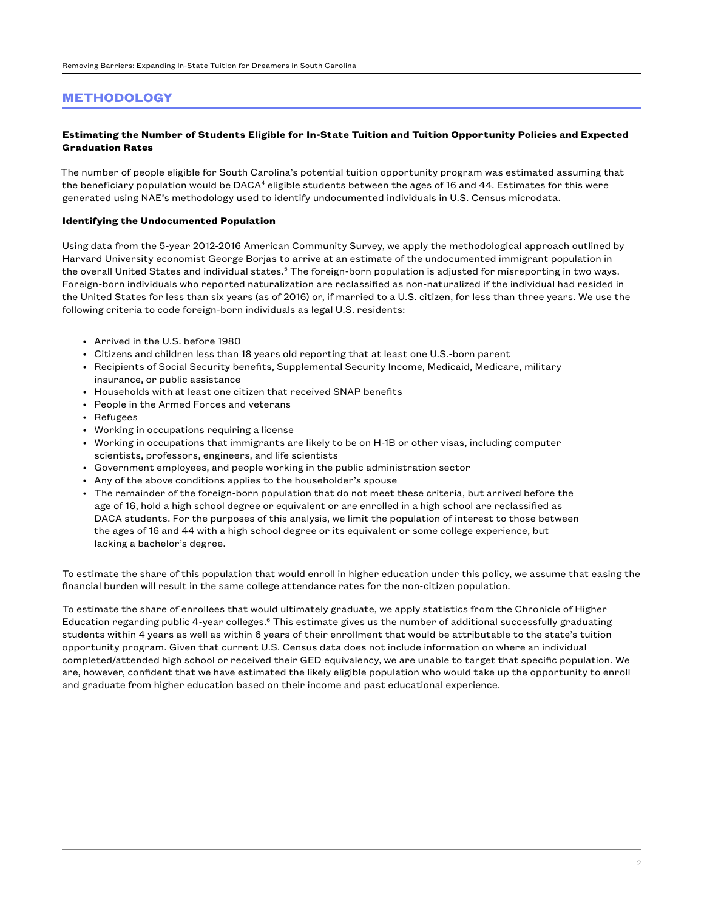## METHODOLOGY

**Estimating the Number of Students Eligible for In-State Tuition and Tuition Opportunity Policies and Expected Graduation Rates**

The number of people eligible for South Carolina's potential tuition opportunity program was estimated assuming that the beneficiary population would be DACA[4] eligible students between the ages of 16 and 44. Estimates for this were generated using NAE's methodology used to identify undocumented individuals in U.S. Census microdata.

**Identifying the Undocumented Population**

Using data from the 5-year 2012-2016 American Community Survey, we apply the methodological approach outlined by Harvard University economist George Borjas to arrive at an estimate of the undocumented immigrant population in the overall United States and individual states.[5] The foreign-born population is adjusted for misreporting in two ways. Foreign-born individuals who reported naturalization are reclassified as non-naturalized if the individual had resided in the United States for less than six years (as of 2016) or, if married to a U.S. citizen, for less than three years. We use the following criteria to code foreign-born individuals as legal U.S. residents:

- Arrived in the U.S. before 1980
- Citizens and children less than 18 years old reporting that at least one U.S.-born parent
- Recipients of Social Security benefits, Supplemental Security Income, Medicaid, Medicare, military insurance, or public assistance
- Households with at least one citizen that received SNAP benefits
- People in the Armed Forces and veterans
- Refugees
- Working in occupations requiring a license
- Working in occupations that immigrants are likely to be on H-1B or other visas, including computer scientists, professors, engineers, and life scientists
- Government employees, and people working in the public administration sector
- Any of the above conditions applies to the householder's spouse
- The remainder of the foreign-born population that do not meet these criteria, but arrived before the age of 16, hold a high school degree or equivalent or are enrolled in a high school are reclassified as DACA students. For the purposes of this analysis, we limit the population of interest to those between the ages of 16 and 44 with a high school degree or its equivalent or some college experience, but lacking a bachelor's degree.

To estimate the share of this population that would enroll in higher education under this policy, we assume that easing the financial burden will result in the same college attendance rates for the non-citizen population.

To estimate the share of enrollees that would ultimately graduate, we apply statistics from the Chronicle of Higher Education regarding public 4-year colleges.[6] This estimate gives us the number of additional successfully graduating students within 4 years as well as within 6 years of their enrollment that would be attributable to the state's tuition opportunity program. Given that current U.S. Census data does not include information on where an individual completed/attended high school or received their GED equivalency, we are unable to target that specific population. We are, however, confident that we have estimated the likely eligible population who would take up the opportunity to enroll and graduate from higher education based on their income and past educational experience.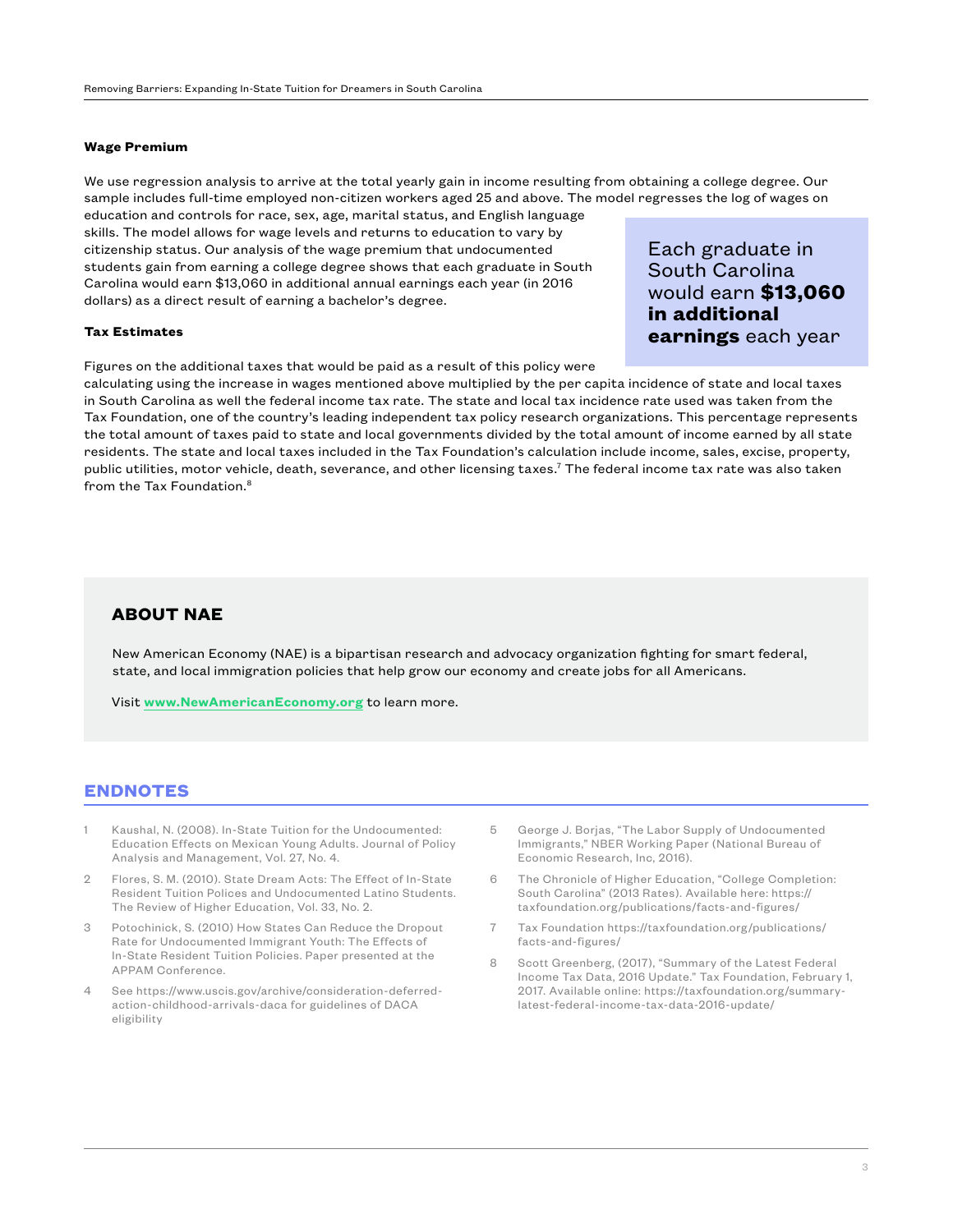### Wage Premium

We use regression analysis to arrive at the total yearly gain in income resulting from obtaining a college degree. Our sample includes full-time employed non-citizen workers aged 25 and above. The model regresses the log of wages on education and controls for race, sex, age, marital status, and English language skills. The model allows for wage levels and returns to education to vary by citizenship status. Our analysis of the wage premium that undocumented students gain from earning a college degree shows that each graduate in South Carolina would earn $13,060 in additional annual earnings each year (in 2016 dollars) as a direct result of earning a bachelor's degree.

Each graduate in South Carolina would earn **$13,060 in additional earnings** each year

### Tax Estimates

Figures on the additional taxes that would be paid as a result of this policy were calculating using the increase in wages mentioned above multiplied by the per capita incidence of state and local taxes in South Carolina as well the federal income tax rate. The state and local tax incidence rate used was taken from the Tax Foundation, one of the country's leading independent tax policy research organizations. This percentage represents the total amount of taxes paid to state and local governments divided by the total amount of income earned by all state residents. The state and local taxes included in the Tax Foundation's calculation include income, sales, excise, property, public utilities, motor vehicle, death, severance, and other licensing taxes.[7] The federal income tax rate was also taken from the Tax Foundation.[8]

## ABOUT NAE

New American Economy (NAE) is a bipartisan research and advocacy organization fighting for smart federal, state, and local immigration policies that help grow our economy and create jobs for all Americans.

Visit **www.NewAmericanEconomy.org** to learn more.

## ENDNOTES

1. Kaushal, N. (2008). In-State Tuition for the Undocumented: Education Effects on Mexican Young Adults. Journal of Policy Analysis and Management, Vol. 27, No. 4.
2. Flores, S. M. (2010). State Dream Acts: The Effect of In-State Resident Tuition Polices and Undocumented Latino Students. The Review of Higher Education, Vol. 33, No. 2.
3. Potochinick, S. (2010) How States Can Reduce the Dropout Rate for Undocumented Immigrant Youth: The Effects of In-State Resident Tuition Policies. Paper presented at the APPAM Conference.
4. See https://www.uscis.gov/archive/consideration-deferred-action-childhood-arrivals-daca for guidelines of DACA eligibility
5. George J. Borjas, "The Labor Supply of Undocumented Immigrants," NBER Working Paper (National Bureau of Economic Research, Inc, 2016).
6. The Chronicle of Higher Education, "College Completion: South Carolina" (2013 Rates). Available here: https://taxfoundation.org/publications/facts-and-figures/
7. Tax Foundation https://taxfoundation.org/publications/facts-and-figures/
8. Scott Greenberg, (2017), "Summary of the Latest Federal Income Tax Data, 2016 Update." Tax Foundation, February 1, 2017. Available online: https://taxfoundation.org/summary-latest-federal-income-tax-data-2016-update/